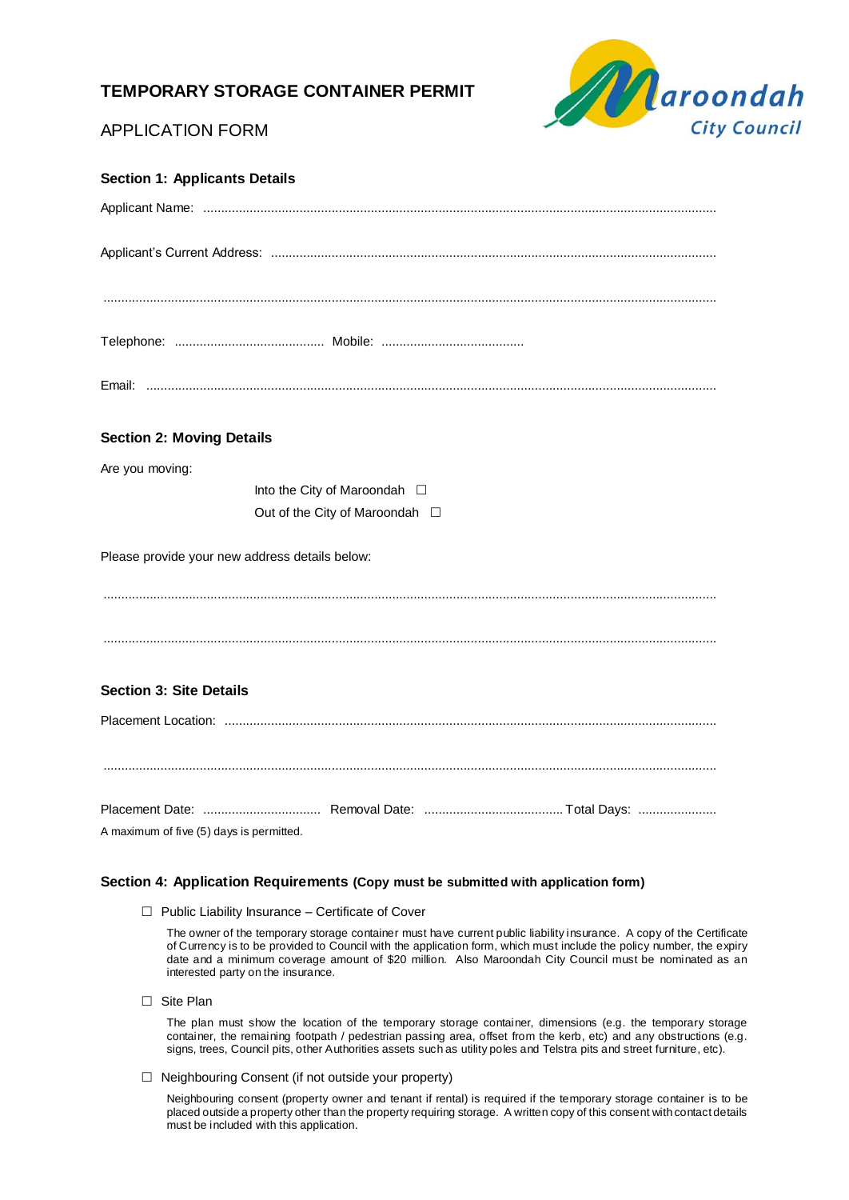# TEMPORARY STORAGE CONTAINER PERMIT

APPLICATION FORM

**Section 1: Applicants Details**

Applicant Name: ..................................................................................................................................................

Applicant's Current Address: ...............................................................................................................................

.................................................................................................................................................................

Telephone: .......................................... Mobile: ........................................

Email: ......................................................................................................................................................

**Section 2: Moving Details**

Are you moving:

Into the City of Maroondah ☐

Out of the City of Maroondah ☐

Please provide your new address details below:

.................................................................................................................................................................

.................................................................................................................................................................

**Section 3: Site Details**

Placement Location: .........................................................................................................................................

.................................................................................................................................................................

Placement Date: ................................. Removal Date: ....................................... Total Days: ......................

A maximum of five (5) days is permitted.

**Section 4: Application Requirements (Copy must be submitted with application form)**

☐ Public Liability Insurance – Certificate of Cover

The owner of the temporary storage container must have current public liability insurance. A copy of the Certificate of Currency is to be provided to Council with the application form, which must include the policy number, the expiry date and a minimum coverage amount of $20 million. Also Maroondah City Council must be nominated as an interested party on the insurance.

☐ Site Plan

The plan must show the location of the temporary storage container, dimensions (e.g. the temporary storage container, the remaining footpath / pedestrian passing area, offset from the kerb, etc) and any obstructions (e.g. signs, trees, Council pits, other Authorities assets such as utility poles and Telstra pits and street furniture, etc).

☐ Neighbouring Consent (if not outside your property)

Neighbouring consent (property owner and tenant if rental) is required if the temporary storage container is to be placed outside a property other than the property requiring storage. A written copy of this consent with contact details must be included with this application.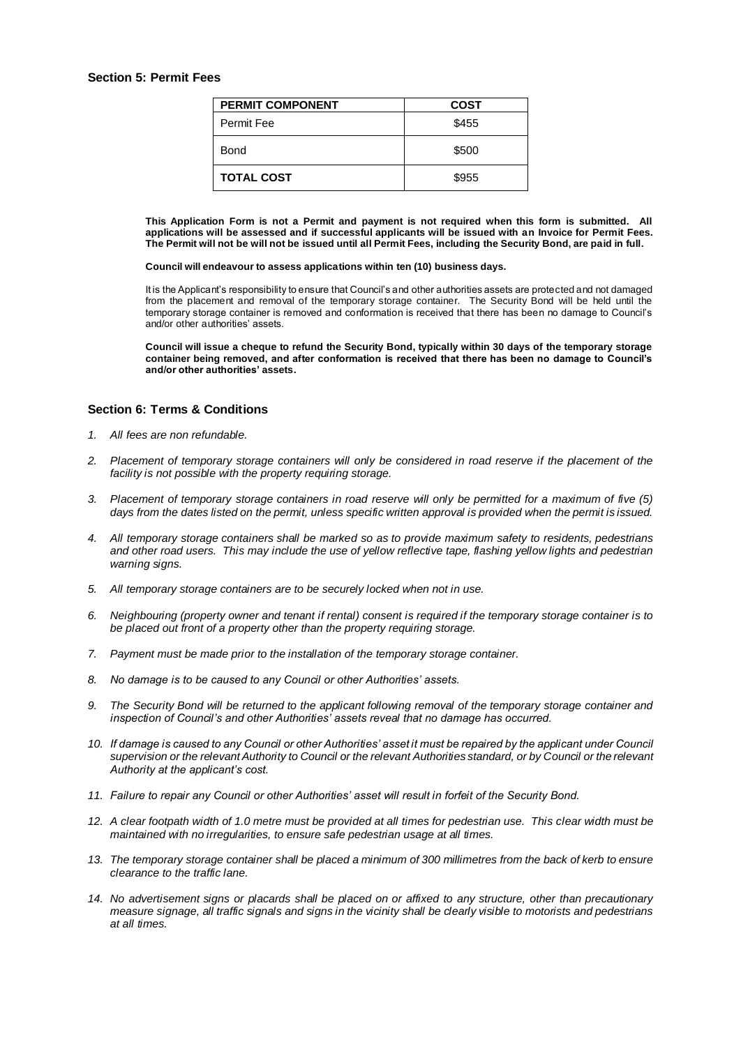### Section 5: Permit Fees

| PERMIT COMPONENT | COST |
|---|---|
| Permit Fee | $455 |
| Bond | $500 |
| **TOTAL COST** | $955 |

**This Application Form is not a Permit and payment is not required when this form is submitted. All applications will be assessed and if successful applicants will be issued with an Invoice for Permit Fees. The Permit will not be will not be issued until all Permit Fees, including the Security Bond, are paid in full.**

**Council will endeavour to assess applications within ten (10) business days.**

It is the Applicant's responsibility to ensure that Council's and other authorities assets are protected and not damaged from the placement and removal of the temporary storage container. The Security Bond will be held until the temporary storage container is removed and conformation is received that there has been no damage to Council's and/or other authorities' assets.

**Council will issue a cheque to refund the Security Bond, typically within 30 days of the temporary storage container being removed, and after conformation is received that there has been no damage to Council's and/or other authorities' assets.**

### Section 6: Terms & Conditions

1. *All fees are non refundable.*
2. *Placement of temporary storage containers will only be considered in road reserve if the placement of the facility is not possible with the property requiring storage.*
3. *Placement of temporary storage containers in road reserve will only be permitted for a maximum of five (5) days from the dates listed on the permit, unless specific written approval is provided when the permit is issued.*
4. *All temporary storage containers shall be marked so as to provide maximum safety to residents, pedestrians and other road users. This may include the use of yellow reflective tape, flashing yellow lights and pedestrian warning signs.*
5. *All temporary storage containers are to be securely locked when not in use.*
6. *Neighbouring (property owner and tenant if rental) consent is required if the temporary storage container is to be placed out front of a property other than the property requiring storage.*
7. *Payment must be made prior to the installation of the temporary storage container.*
8. *No damage is to be caused to any Council or other Authorities' assets.*
9. *The Security Bond will be returned to the applicant following removal of the temporary storage container and inspection of Council's and other Authorities' assets reveal that no damage has occurred.*
10. *If damage is caused to any Council or other Authorities' asset it must be repaired by the applicant under Council supervision or the relevant Authority to Council or the relevant Authorities standard, or by Council or the relevant Authority at the applicant's cost.*
11. *Failure to repair any Council or other Authorities' asset will result in forfeit of the Security Bond.*
12. *A clear footpath width of 1.0 metre must be provided at all times for pedestrian use. This clear width must be maintained with no irregularities, to ensure safe pedestrian usage at all times.*
13. *The temporary storage container shall be placed a minimum of 300 millimetres from the back of kerb to ensure clearance to the traffic lane.*
14. *No advertisement signs or placards shall be placed on or affixed to any structure, other than precautionary measure signage, all traffic signals and signs in the vicinity shall be clearly visible to motorists and pedestrians at all times.*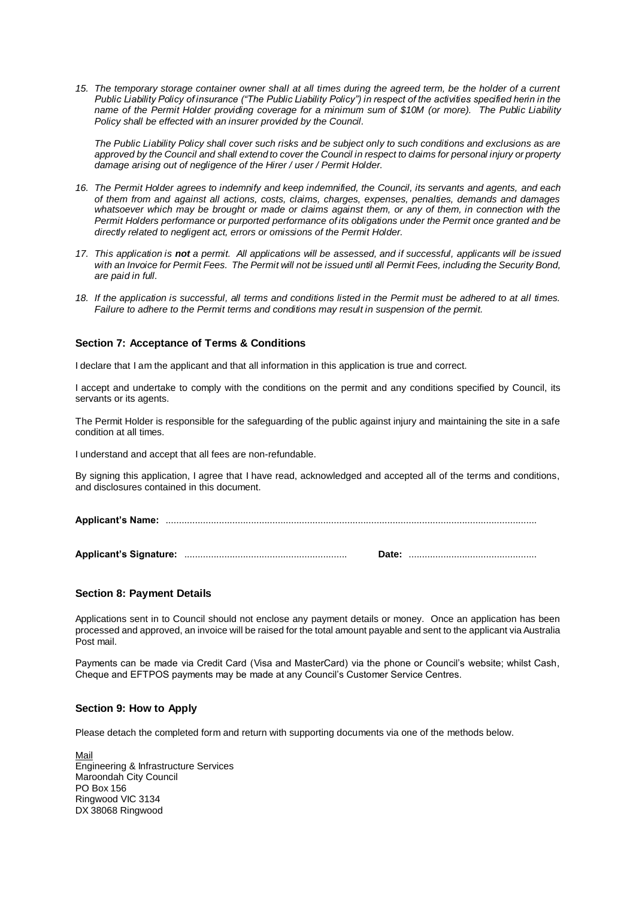15. *The temporary storage container owner shall at all times during the agreed term, be the holder of a current Public Liability Policy of insurance ("The Public Liability Policy") in respect of the activities specified herin in the name of the Permit Holder providing coverage for a minimum sum of $10M (or more). The Public Liability Policy shall be effected with an insurer provided by the Council.*

    *The Public Liability Policy shall cover such risks and be subject only to such conditions and exclusions as are approved by the Council and shall extend to cover the Council in respect to claims for personal injury or property damage arising out of negligence of the Hirer / user / Permit Holder.*

16. *The Permit Holder agrees to indemnify and keep indemnified, the Council, its servants and agents, and each of them from and against all actions, costs, claims, charges, expenses, penalties, demands and damages whatsoever which may be brought or made or claims against them, or any of them, in connection with the Permit Holders performance or purported performance of its obligations under the Permit once granted and be directly related to negligent act, errors or omissions of the Permit Holder.*

17. *This application is **not** a permit. All applications will be assessed, and if successful, applicants will be issued with an Invoice for Permit Fees. The Permit will not be issued until all Permit Fees, including the Security Bond, are paid in full.*

18. *If the application is successful, all terms and conditions listed in the Permit must be adhered to at all times. Failure to adhere to the Permit terms and conditions may result in suspension of the permit.*

### Section 7: Acceptance of Terms & Conditions

I declare that I am the applicant and that all information in this application is true and correct.

I accept and undertake to comply with the conditions on the permit and any conditions specified by Council, its servants or its agents.

The Permit Holder is responsible for the safeguarding of the public against injury and maintaining the site in a safe condition at all times.

I understand and accept that all fees are non-refundable.

By signing this application, I agree that I have read, acknowledged and accepted all of the terms and conditions, and disclosures contained in this document.

**Applicant's Name:** ..........................................................................................................................................

**Applicant's Signature:** ............................................................ **Date:** ................................................

### Section 8: Payment Details

Applications sent in to Council should not enclose any payment details or money. Once an application has been processed and approved, an invoice will be raised for the total amount payable and sent to the applicant via Australia Post mail.

Payments can be made via Credit Card (Visa and MasterCard) via the phone or Council's website; whilst Cash, Cheque and EFTPOS payments may be made at any Council's Customer Service Centres.

### Section 9: How to Apply

Please detach the completed form and return with supporting documents via one of the methods below.

Mail
Engineering & Infrastructure Services
Maroondah City Council
PO Box 156
Ringwood VIC 3134
DX 38068 Ringwood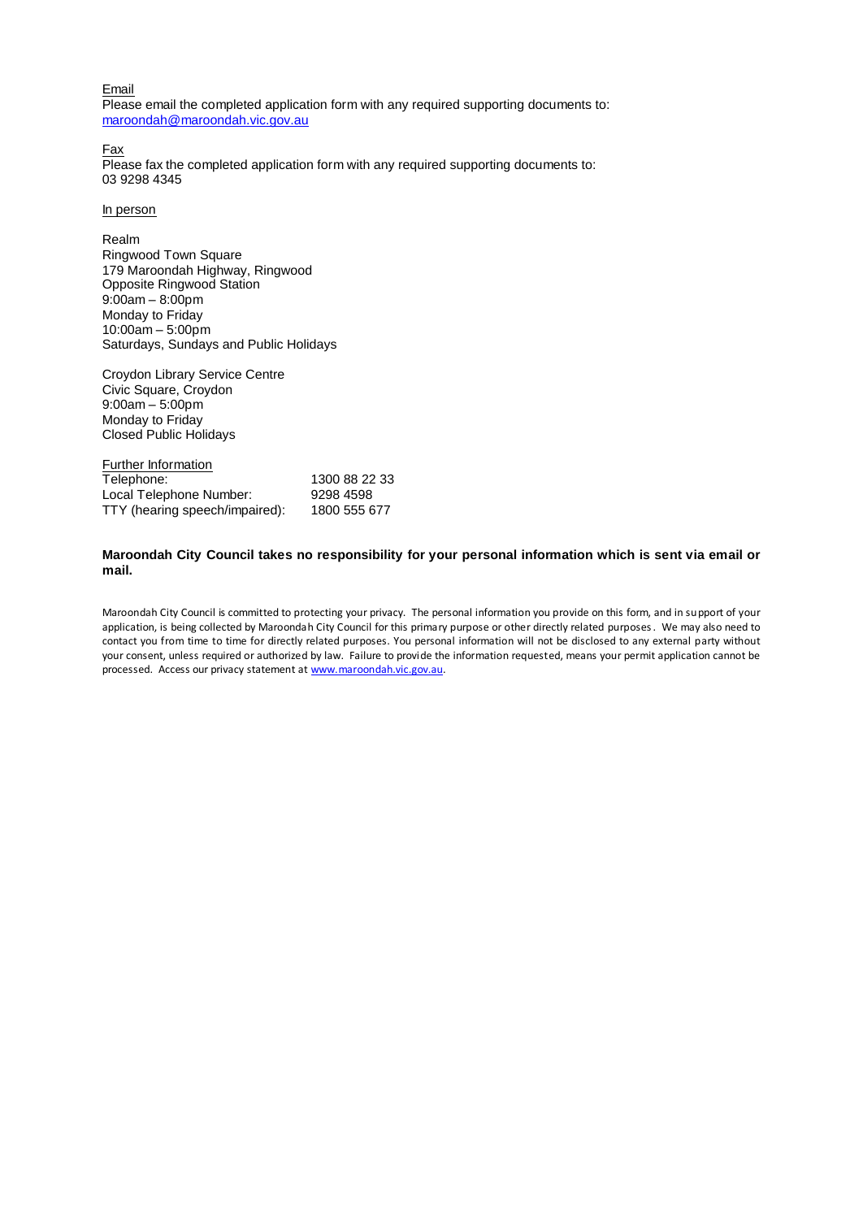Email

Please email the completed application form with any required supporting documents to:
[maroondah@maroondah.vic.gov.au](mailto:maroondah@maroondah.vic.gov.au)

Fax

Please fax the completed application form with any required supporting documents to:
03 9298 4345

In person

Realm
Ringwood Town Square
179 Maroondah Highway, Ringwood
Opposite Ringwood Station
9:00am – 8:00pm
Monday to Friday
10:00am – 5:00pm
Saturdays, Sundays and Public Holidays

Croydon Library Service Centre
Civic Square, Croydon
9:00am – 5:00pm
Monday to Friday
Closed Public Holidays

Further Information

| | |
|---|---|
| Telephone: | 1300 88 22 33 |
| Local Telephone Number: | 9298 4598 |
| TTY (hearing speech/impaired): | 1800 555 677 |

**Maroondah City Council takes no responsibility for your personal information which is sent via email or mail.**

Maroondah City Council is committed to protecting your privacy. The personal information you provide on this form, and in support of your application, is being collected by Maroondah City Council for this primary purpose or other directly related purposes. We may also need to contact you from time to time for directly related purposes. You personal information will not be disclosed to any external party without your consent, unless required or authorized by law. Failure to provide the information requested, means your permit application cannot be processed. Access our privacy statement at [www.maroondah.vic.gov.au](http://www.maroondah.vic.gov.au).